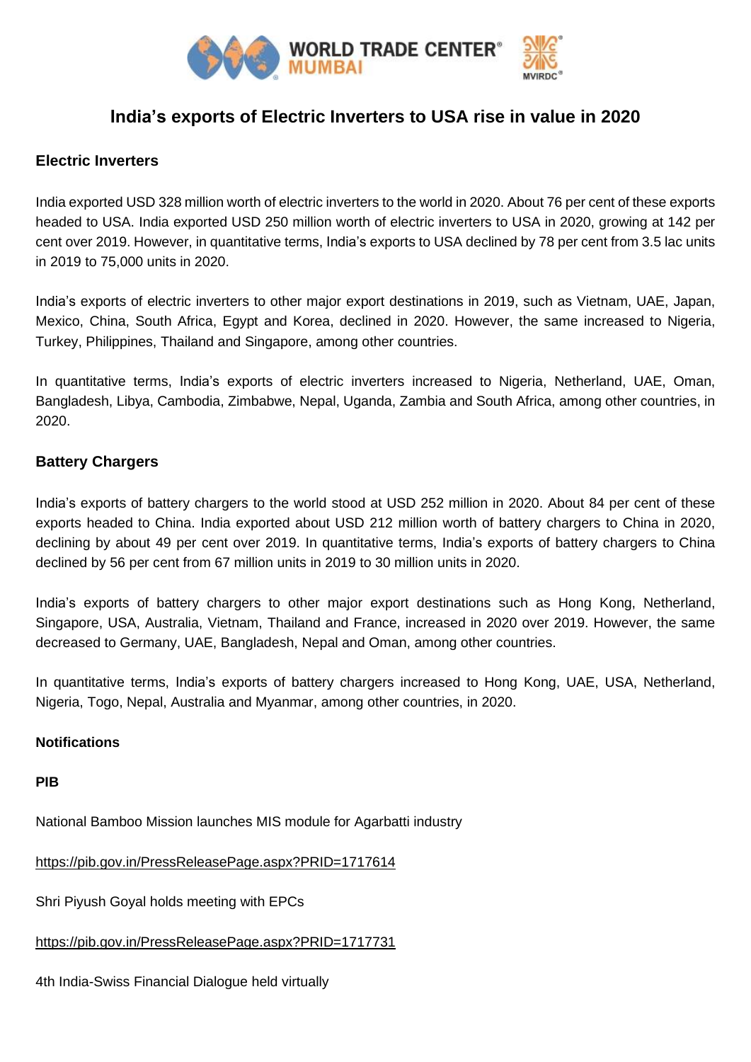# India's exports of Electric Inverters to USA rise in value in 2020

## Electric Inverters

India exported USD 328 million worth of electric inverters to the world in 2020. About 76 per cent of these exports headed to USA. India exported USD 250 million worth of electric inverters to USA in 2020, growing at 142 per cent over 2019. However, in quantitative terms, India's exports to USA declined by 78 per cent from 3.5 lac units in 2019 to 75,000 units in 2020.

India's exports of electric inverters to other major export destinations in 2019, such as Vietnam, UAE, Japan, Mexico, China, South Africa, Egypt and Korea, declined in 2020. However, the same increased to Nigeria, Turkey, Philippines, Thailand and Singapore, among other countries.

In quantitative terms, India's exports of electric inverters increased to Nigeria, Netherland, UAE, Oman, Bangladesh, Libya, Cambodia, Zimbabwe, Nepal, Uganda, Zambia and South Africa, among other countries, in 2020.

## Battery Chargers

India's exports of battery chargers to the world stood at USD 252 million in 2020. About 84 per cent of these exports headed to China. India exported about USD 212 million worth of battery chargers to China in 2020, declining by about 49 per cent over 2019. In quantitative terms, India's exports of battery chargers to China declined by 56 per cent from 67 million units in 2019 to 30 million units in 2020.

India's exports of battery chargers to other major export destinations such as Hong Kong, Netherland, Singapore, USA, Australia, Vietnam, Thailand and France, increased in 2020 over 2019. However, the same decreased to Germany, UAE, Bangladesh, Nepal and Oman, among other countries.

In quantitative terms, India's exports of battery chargers increased to Hong Kong, UAE, USA, Netherland, Nigeria, Togo, Nepal, Australia and Myanmar, among other countries, in 2020.

**Notifications**

**PIB**

National Bamboo Mission launches MIS module for Agarbatti industry

https://pib.gov.in/PressReleasePage.aspx?PRID=1717614

Shri Piyush Goyal holds meeting with EPCs

https://pib.gov.in/PressReleasePage.aspx?PRID=1717731

4th India-Swiss Financial Dialogue held virtually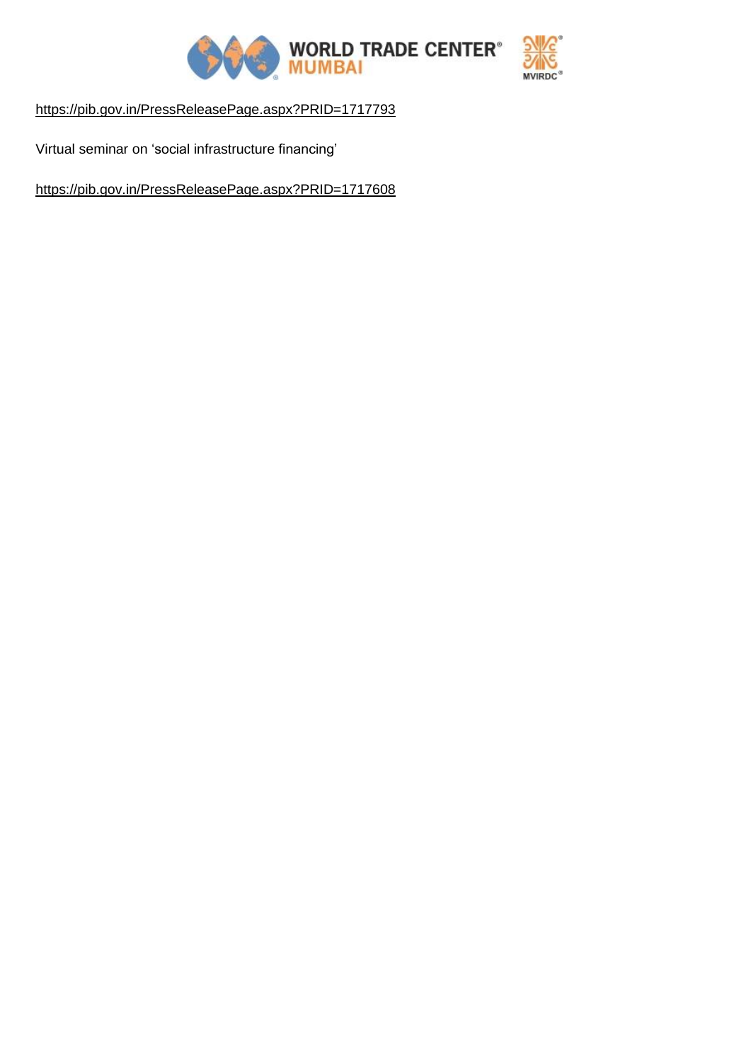https://pib.gov.in/PressReleasePage.aspx?PRID=1717793

Virtual seminar on 'social infrastructure financing'

https://pib.gov.in/PressReleasePage.aspx?PRID=1717608